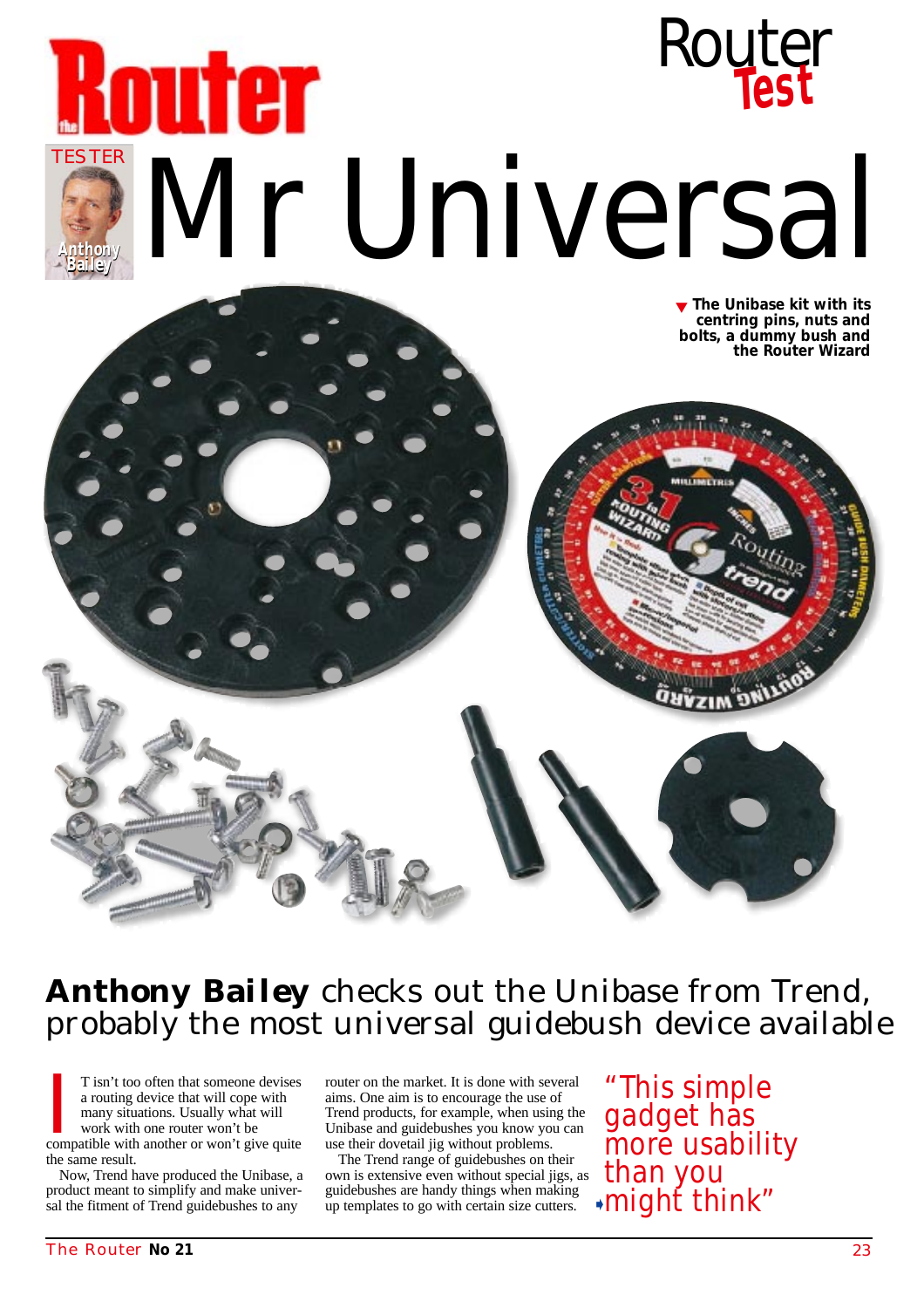# Mr Universal

TESTER Anthony Bailey

▼ The Unibase kit with its centring pins, nuts and bolts, a dummy bush and the Router Wizard

## **Anthony Bailey** checks out the Unibase from Trend, probably the most universal guidebush device available

It isn't too often that someone devises a routing device that will cope with many situations. Usually what will work with one router won't be compatible with another or won't give quite the same result.

Now, Trend have produced the Unibase, a product meant to simplify and make universal the fitment of Trend guidebushes to any router on the market. It is done with several aims. One aim is to encourage the use of Trend products, for example, when using the Unibase and guidebushes you know you can use their dovetail jig without problems.

The Trend range of guidebushes on their own is extensive even without special jigs, as guidebushes are handy things when making up templates to go with certain size cutters.

> "This simple gadget has more usability than you might think"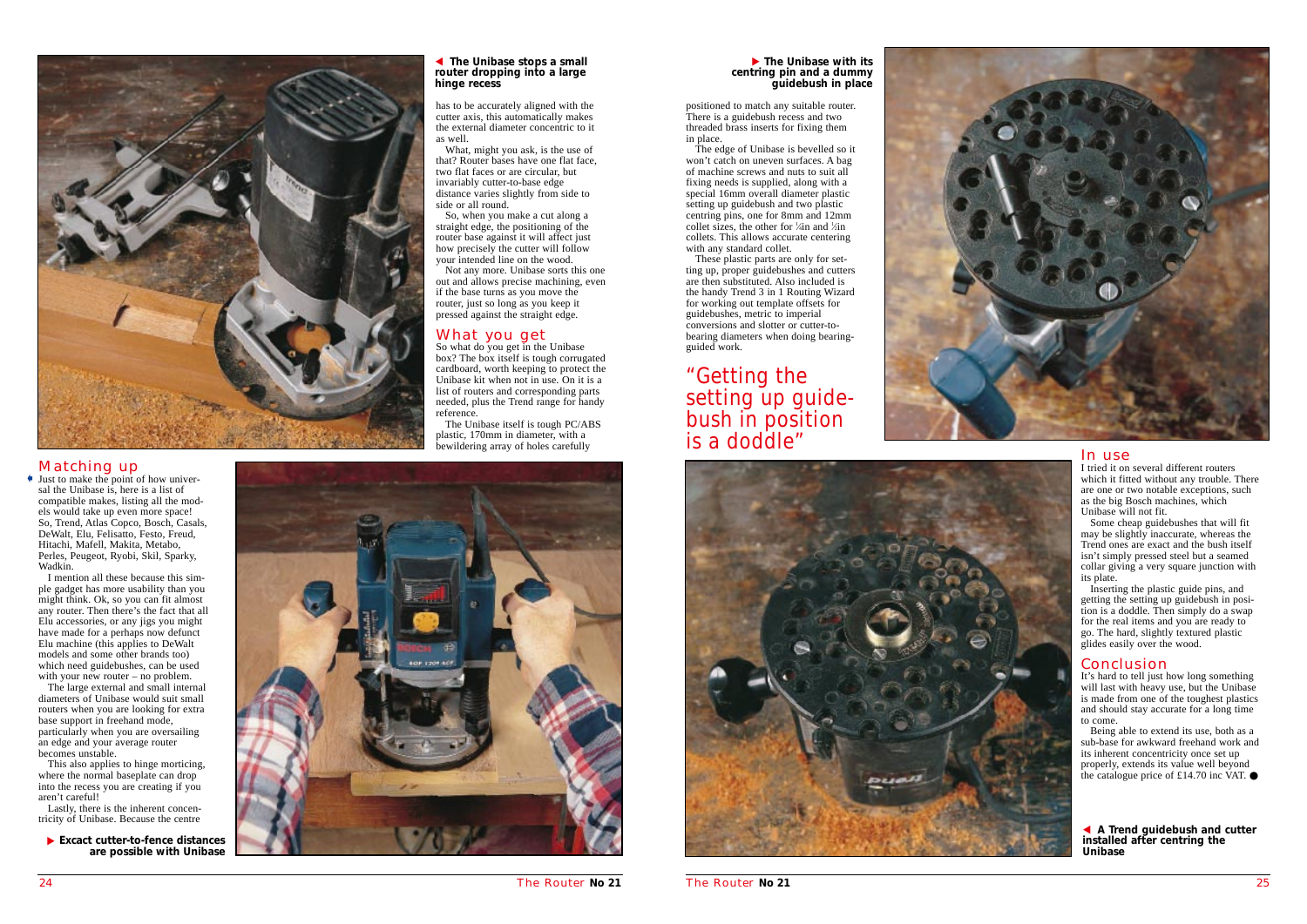**◀ The Unibase stops a small router dropping into a large hinge recess**

## Matching up

Just to make the point of how universal the Unibase is, here is a list of compatible makes, listing all the models would take up even more space! So, Trend, Atlas Copco, Bosch, Casals, DeWalt, Elu, Felisatto, Festo, Freud, Hitachi, Mafell, Makita, Metabo, Perles, Peugeot, Ryobi, Skil, Sparky, Wadkin.

I mention all these because this simple gadget has more usability than you might think. Ok, so you can fit almost any router. Then there's the fact that all Elu accessories, or any jigs you might have made for a perhaps now defunct Elu machine (this applies to DeWalt models and some other brands too) which need guidebushes, can be used with your new router – no problem.

The large external and small internal diameters of Unibase would suit small routers when you are looking for extra base support in freehand mode, particularly when you are oversailing an edge and your average router becomes unstable.

This also applies to hinge morticing, where the normal baseplate can drop into the recess you are creating if you aren't careful!

Lastly, there is the inherent concentricity of Unibase. Because the centre has to be accurately aligned with the cutter axis, this automatically makes the external diameter concentric to it as well.

What, might you ask, is the use of that? Router bases have one flat face, two flat faces or are circular, but invariably cutter-to-base edge distance varies slightly from side to side or all round.

So, when you make a cut along a straight edge, the positioning of the router base against it will affect just how precisely the cutter will follow your intended line on the wood.

Not any more. Unibase sorts this one out and allows precise machining, even if the base turns as you move the router, just so long as you keep it pressed against the straight edge.

**▶ Excact cutter-to-fence distances are possible with Unibase**

## What you get

So what do you get in the Unibase box? The box itself is tough corrugated cardboard, worth keeping to protect the Unibase kit when not in use. On it is a list of routers and corresponding parts needed, plus the Trend range for handy reference.

The Unibase itself is tough PC/ABS plastic, 170mm in diameter, with a bewildering array of holes carefully positioned to match any suitable router. There is a guidebush recess and two threaded brass inserts for fixing them in place.

The edge of Unibase is bevelled so it won't catch on uneven surfaces. A bag of machine screws and nuts to suit all fixing needs is supplied, along with a special 16mm overall diameter plastic setting up guidebush and two plastic centring pins, one for 8mm and 12mm collet sizes, the other for ¼in and ½in collets. This allows accurate centering with any standard collet.

These plastic parts are only for setting up, proper guidebushes and cutters are then substituted. Also included is the handy Trend 3 in 1 Routing Wizard for working out template offsets for guidebushes, metric to imperial conversions and slotter or cutter-to-bearing diameters when doing bearing-guided work.

**▶ The Unibase with its centring pin and a dummy guidebush in place**

> "Getting the setting up guidebush in position is a doddle"

## In use

I tried it on several different routers which it fitted without any trouble. There are one or two notable exceptions, such as the big Bosch machines, which Unibase will not fit.

Some cheap guidebushes that will fit may be slightly inaccurate, whereas the Trend ones are exact and the bush itself isn't simply pressed steel but a seamed collar giving a very square junction with its plate.

Inserting the plastic guide pins, and getting the setting up guidebush in position is a doddle. Then simply do a swap for the real items and you are ready to go. The hard, slightly textured plastic glides easily over the wood.

## Conclusion

It's hard to tell just how long something will last with heavy use, but the Unibase is made from one of the toughest plastics and should stay accurate for a long time to come.

Being able to extend its use, both as a sub-base for awkward freehand work and its inherent concentricity once set up properly, extends its value well beyond the catalogue price of £14.70 inc VAT. ●

**◀ A Trend guidebush and cutter installed after centring the Unibase**